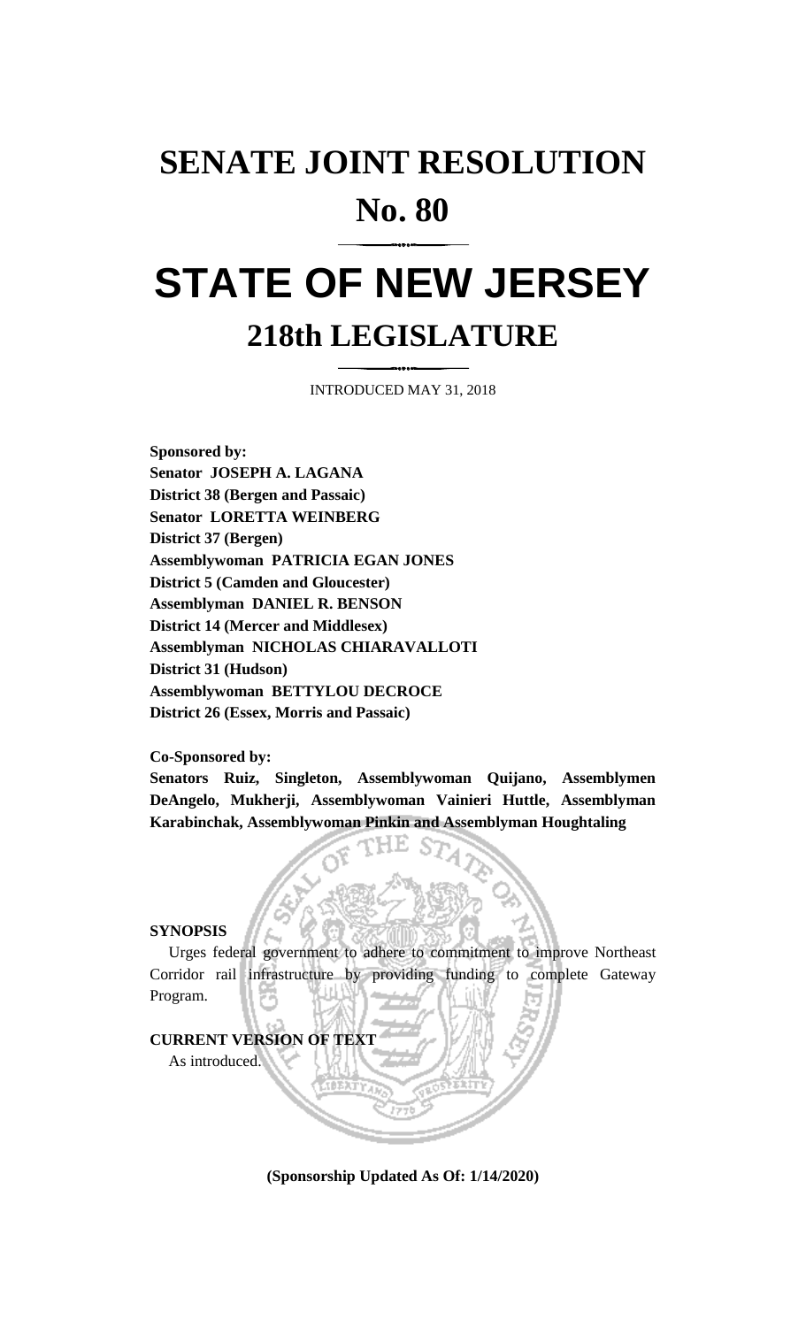# SENATE JOINT RESOLUTION
# No. 80

# STATE OF NEW JERSEY
## 218th LEGISLATURE

INTRODUCED MAY 31, 2018

**Sponsored by:**
**Senator JOSEPH A. LAGANA**
**District 38 (Bergen and Passaic)**
**Senator LORETTA WEINBERG**
**District 37 (Bergen)**
**Assemblywoman PATRICIA EGAN JONES**
**District 5 (Camden and Gloucester)**
**Assemblyman DANIEL R. BENSON**
**District 14 (Mercer and Middlesex)**
**Assemblyman NICHOLAS CHIARAVALLOTI**
**District 31 (Hudson)**
**Assemblywoman BETTYLOU DECROCE**
**District 26 (Essex, Morris and Passaic)**

**Co-Sponsored by:**
**Senators Ruiz, Singleton, Assemblywoman Quijano, Assemblymen DeAngelo, Mukherji, Assemblywoman Vainieri Huttle, Assemblyman Karabinchak, Assemblywoman Pinkin and Assemblyman Houghtaling**

**SYNOPSIS**

Urges federal government to adhere to commitment to improve Northeast Corridor rail infrastructure by providing funding to complete Gateway Program.

**CURRENT VERSION OF TEXT**

As introduced.

**(Sponsorship Updated As Of: 1/14/2020)**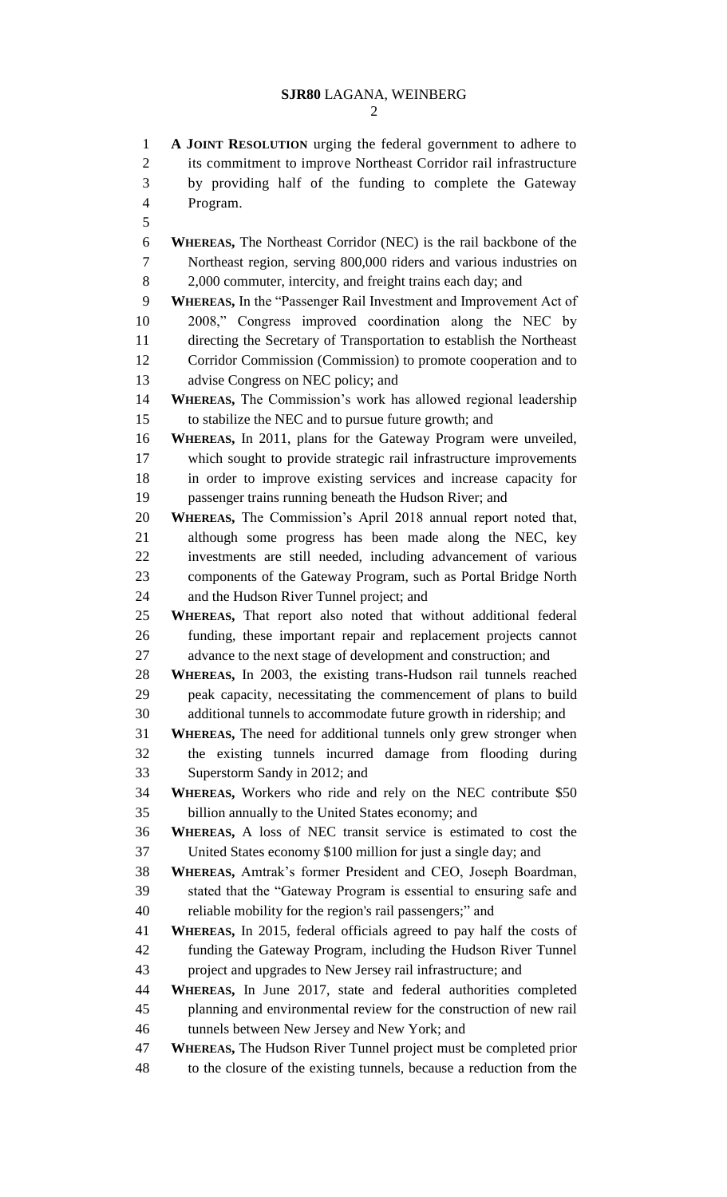**A JOINT RESOLUTION** urging the federal government to adhere to its commitment to improve Northeast Corridor rail infrastructure by providing half of the funding to complete the Gateway Program.

**WHEREAS,** The Northeast Corridor (NEC) is the rail backbone of the Northeast region, serving 800,000 riders and various industries on 2,000 commuter, intercity, and freight trains each day; and

**WHEREAS,** In the "Passenger Rail Investment and Improvement Act of 2008," Congress improved coordination along the NEC by directing the Secretary of Transportation to establish the Northeast Corridor Commission (Commission) to promote cooperation and to advise Congress on NEC policy; and

**WHEREAS,** The Commission's work has allowed regional leadership to stabilize the NEC and to pursue future growth; and

**WHEREAS,** In 2011, plans for the Gateway Program were unveiled, which sought to provide strategic rail infrastructure improvements in order to improve existing services and increase capacity for passenger trains running beneath the Hudson River; and

**WHEREAS,** The Commission's April 2018 annual report noted that, although some progress has been made along the NEC, key investments are still needed, including advancement of various components of the Gateway Program, such as Portal Bridge North and the Hudson River Tunnel project; and

**WHEREAS,** That report also noted that without additional federal funding, these important repair and replacement projects cannot advance to the next stage of development and construction; and

**WHEREAS,** In 2003, the existing trans-Hudson rail tunnels reached peak capacity, necessitating the commencement of plans to build additional tunnels to accommodate future growth in ridership; and

**WHEREAS,** The need for additional tunnels only grew stronger when the existing tunnels incurred damage from flooding during Superstorm Sandy in 2012; and

**WHEREAS,** Workers who ride and rely on the NEC contribute $50 billion annually to the United States economy; and

**WHEREAS,** A loss of NEC transit service is estimated to cost the United States economy $100 million for just a single day; and

**WHEREAS,** Amtrak's former President and CEO, Joseph Boardman, stated that the "Gateway Program is essential to ensuring safe and reliable mobility for the region's rail passengers;" and

**WHEREAS,** In 2015, federal officials agreed to pay half the costs of funding the Gateway Program, including the Hudson River Tunnel project and upgrades to New Jersey rail infrastructure; and

**WHEREAS,** In June 2017, state and federal authorities completed planning and environmental review for the construction of new rail tunnels between New Jersey and New York; and

**WHEREAS,** The Hudson River Tunnel project must be completed prior to the closure of the existing tunnels, because a reduction from the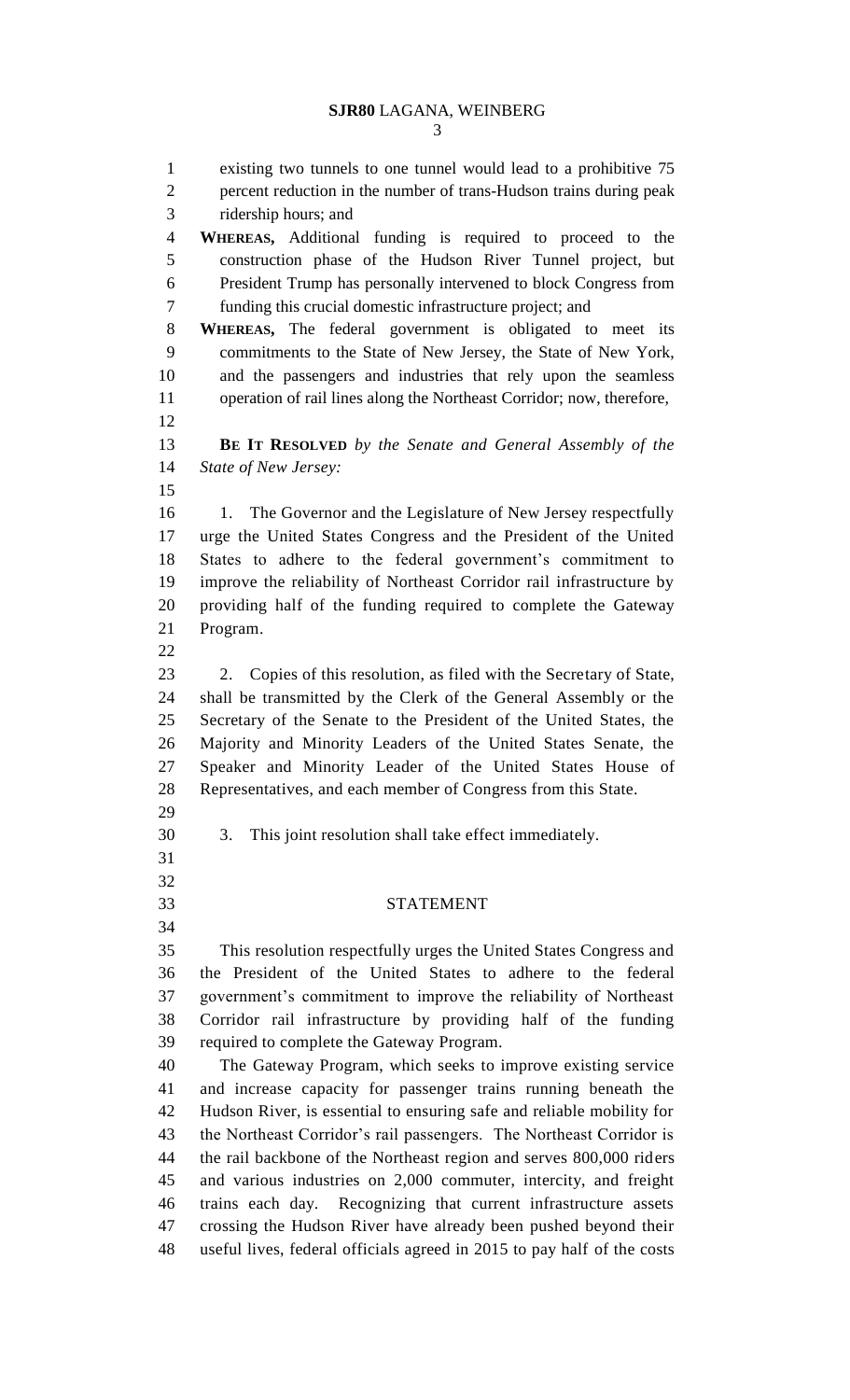existing two tunnels to one tunnel would lead to a prohibitive 75 percent reduction in the number of trans-Hudson trains during peak ridership hours; and

**WHEREAS,** Additional funding is required to proceed to the construction phase of the Hudson River Tunnel project, but President Trump has personally intervened to block Congress from funding this crucial domestic infrastructure project; and

**WHEREAS,** The federal government is obligated to meet its commitments to the State of New Jersey, the State of New York, and the passengers and industries that rely upon the seamless operation of rail lines along the Northeast Corridor; now, therefore,

**BE IT RESOLVED** *by the Senate and General Assembly of the State of New Jersey:*

1. The Governor and the Legislature of New Jersey respectfully urge the United States Congress and the President of the United States to adhere to the federal government's commitment to improve the reliability of Northeast Corridor rail infrastructure by providing half of the funding required to complete the Gateway Program.

2. Copies of this resolution, as filed with the Secretary of State, shall be transmitted by the Clerk of the General Assembly or the Secretary of the Senate to the President of the United States, the Majority and Minority Leaders of the United States Senate, the Speaker and Minority Leader of the United States House of Representatives, and each member of Congress from this State.

3. This joint resolution shall take effect immediately.

## STATEMENT

This resolution respectfully urges the United States Congress and the President of the United States to adhere to the federal government's commitment to improve the reliability of Northeast Corridor rail infrastructure by providing half of the funding required to complete the Gateway Program.

The Gateway Program, which seeks to improve existing service and increase capacity for passenger trains running beneath the Hudson River, is essential to ensuring safe and reliable mobility for the Northeast Corridor's rail passengers. The Northeast Corridor is the rail backbone of the Northeast region and serves 800,000 riders and various industries on 2,000 commuter, intercity, and freight trains each day. Recognizing that current infrastructure assets crossing the Hudson River have already been pushed beyond their useful lives, federal officials agreed in 2015 to pay half of the costs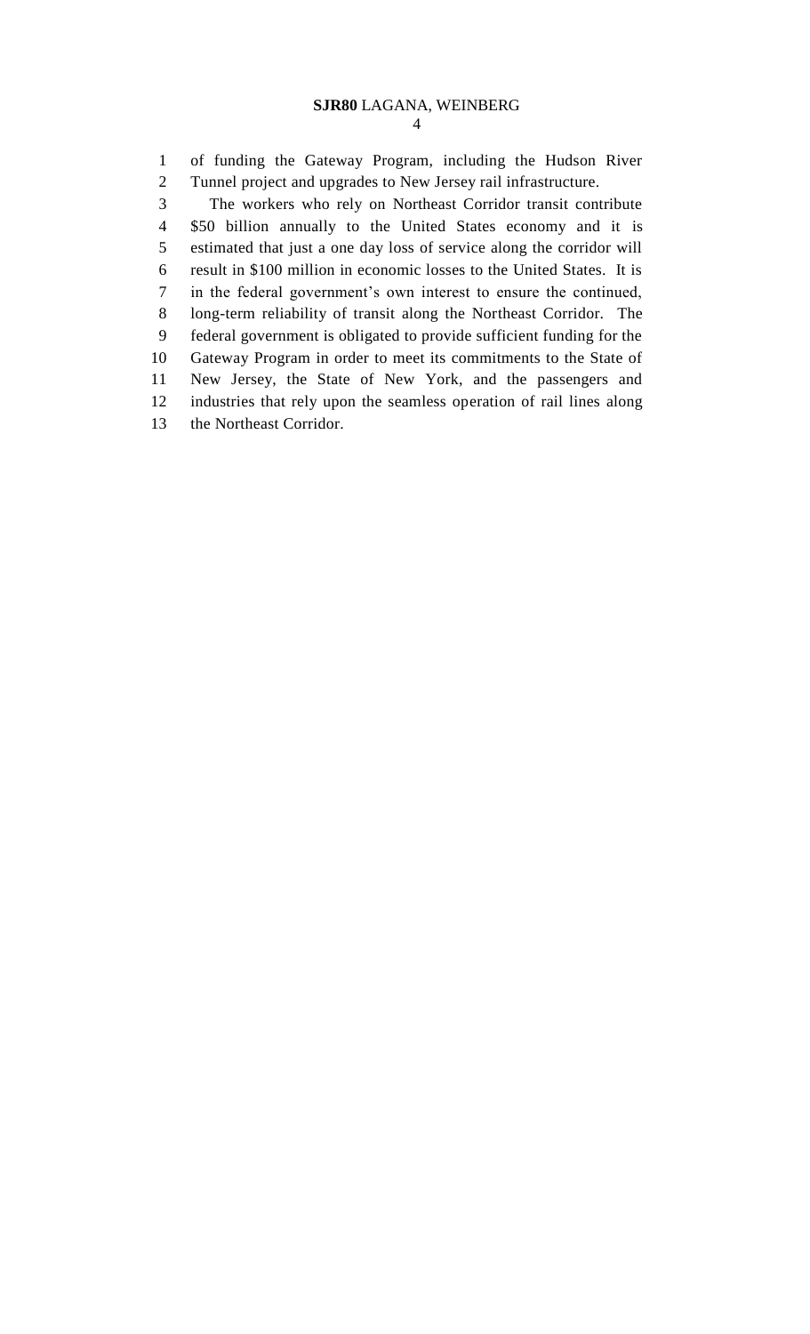of funding the Gateway Program, including the Hudson River Tunnel project and upgrades to New Jersey rail infrastructure.

The workers who rely on Northeast Corridor transit contribute $50 billion annually to the United States economy and it is estimated that just a one day loss of service along the corridor will result in $100 million in economic losses to the United States. It is in the federal government's own interest to ensure the continued, long-term reliability of transit along the Northeast Corridor. The federal government is obligated to provide sufficient funding for the Gateway Program in order to meet its commitments to the State of New Jersey, the State of New York, and the passengers and industries that rely upon the seamless operation of rail lines along the Northeast Corridor.